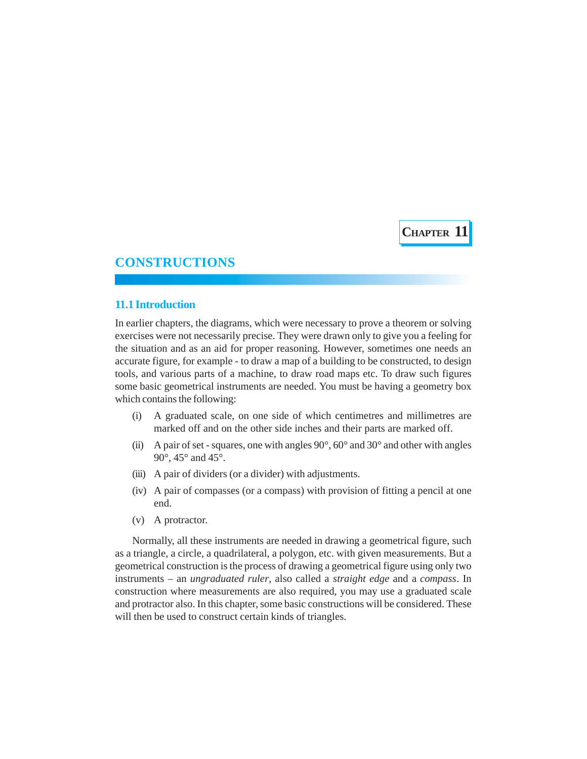**CHAPTER 11**

# CONSTRUCTIONS

## 11.1 Introduction

In earlier chapters, the diagrams, which were necessary to prove a theorem or solving exercises were not necessarily precise. They were drawn only to give you a feeling for the situation and as an aid for proper reasoning. However, sometimes one needs an accurate figure, for example - to draw a map of a building to be constructed, to design tools, and various parts of a machine, to draw road maps etc. To draw such figures some basic geometrical instruments are needed. You must be having a geometry box which contains the following:

(i) A graduated scale, on one side of which centimetres and millimetres are marked off and on the other side inches and their parts are marked off.

(ii) A pair of set - squares, one with angles 90°, 60° and 30° and other with angles 90°, 45° and 45°.

(iii) A pair of dividers (or a divider) with adjustments.

(iv) A pair of compasses (or a compass) with provision of fitting a pencil at one end.

(v) A protractor.

Normally, all these instruments are needed in drawing a geometrical figure, such as a triangle, a circle, a quadrilateral, a polygon, etc. with given measurements. But a geometrical construction is the process of drawing a geometrical figure using only two instruments – an *ungraduated ruler*, also called a *straight edge* and a *compass*. In construction where measurements are also required, you may use a graduated scale and protractor also. In this chapter, some basic constructions will be considered. These will then be used to construct certain kinds of triangles.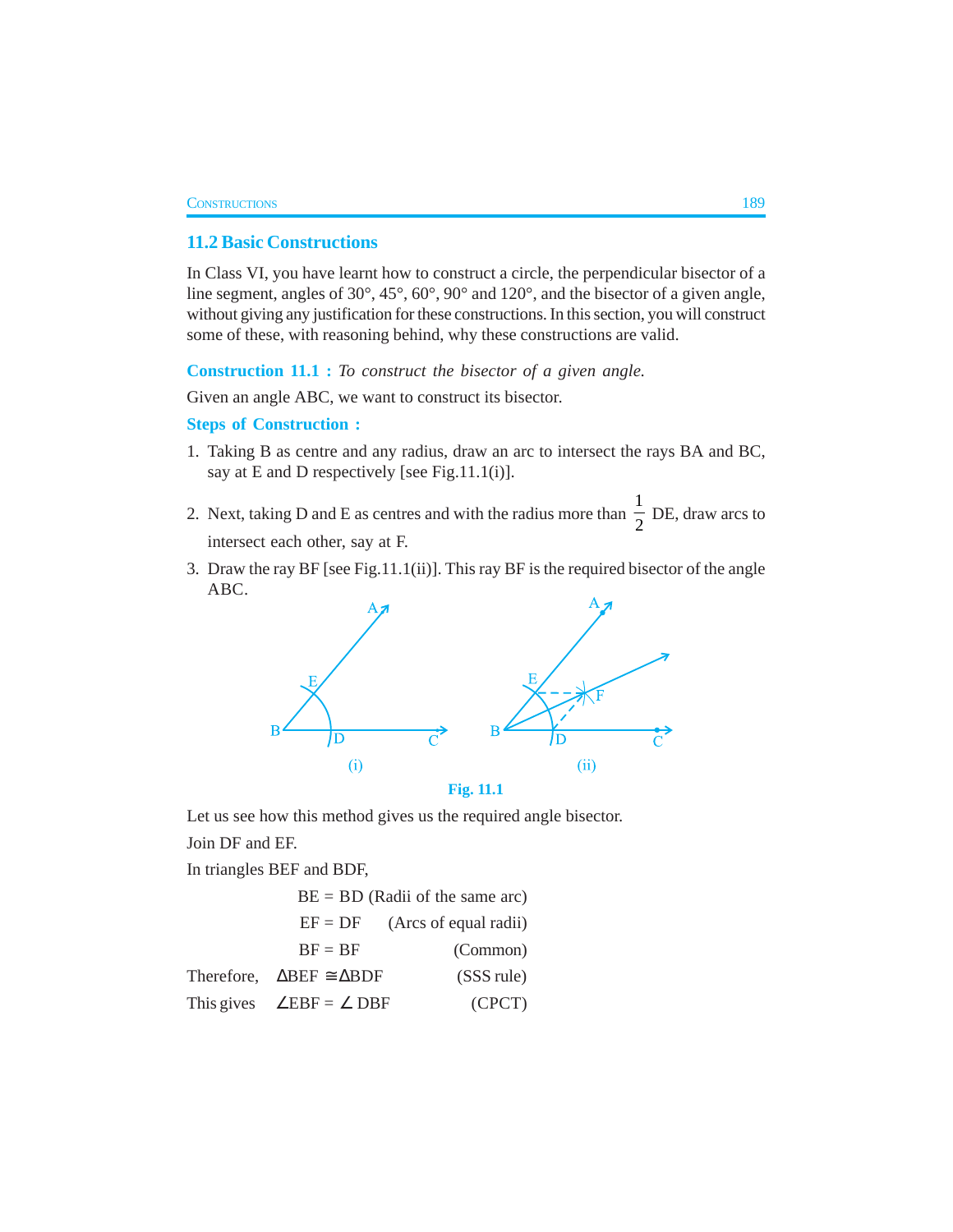## 11.2 Basic Constructions

In Class VI, you have learnt how to construct a circle, the perpendicular bisector of a line segment, angles of 30°, 45°, 60°, 90° and 120°, and the bisector of a given angle, without giving any justification for these constructions. In this section, you will construct some of these, with reasoning behind, why these constructions are valid.

**Construction 11.1 :** *To construct the bisector of a given angle.*

Given an angle ABC, we want to construct its bisector.

**Steps of Construction :**

1. Taking B as centre and any radius, draw an arc to intersect the rays BA and BC, say at E and D respectively [see Fig.11.1(i)].
2. Next, taking D and E as centres and with the radius more than $\frac{1}{2}$ DE, draw arcs to intersect each other, say at F.
3. Draw the ray BF [see Fig.11.1(ii)]. This ray BF is the required bisector of the angle ABC.

(i) (ii)

**Fig. 11.1**

Let us see how this method gives us the required angle bisector.

Join DF and EF.

In triangles BEF and BDF,

BE = BD (Radii of the same arc)

EF = DF (Arcs of equal radii)

BF = BF (Common)

Therefore, $\Delta BEF \cong \Delta BDF$ (SSS rule)

This gives $\angle EBF = \angle DBF$ (CPCT)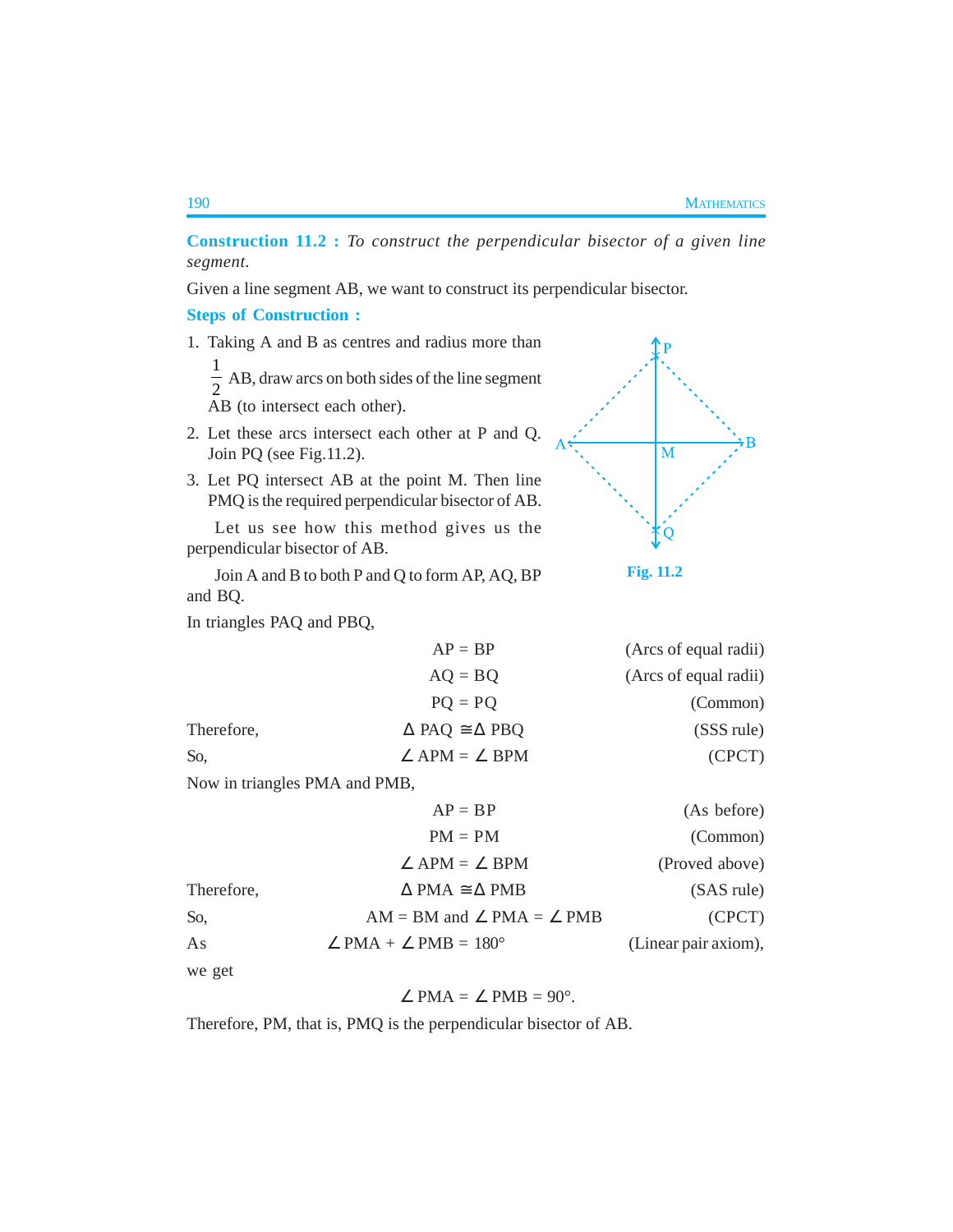**Construction 11.2 :** *To construct the perpendicular bisector of a given line segment.*

Given a line segment AB, we want to construct its perpendicular bisector.

**Steps of Construction :**

1. Taking A and B as centres and radius more than $\frac{1}{2}$ AB, draw arcs on both sides of the line segment AB (to intersect each other).
2. Let these arcs intersect each other at P and Q. Join PQ (see Fig.11.2).
3. Let PQ intersect AB at the point M. Then line PMQ is the required perpendicular bisector of AB.

Let us see how this method gives us the perpendicular bisector of AB.

Fig. 11.2

Join A and B to both P and Q to form AP, AQ, BP and BQ.

In triangles PAQ and PBQ,

| | | |
|---|---|---|
| | AP = BP | (Arcs of equal radii) |
| | AQ = BQ | (Arcs of equal radii) |
| | PQ = PQ | (Common) |
| Therefore, | $\Delta$ PAQ $\cong \Delta$ PBQ | (SSS rule) |
| So, | $\angle$ APM = $\angle$ BPM | (CPCT) |

Now in triangles PMA and PMB,

| | | |
|---|---|---|
| | AP = BP | (As before) |
| | PM = PM | (Common) |
| | $\angle$ APM = $\angle$ BPM | (Proved above) |
| Therefore, | $\Delta$ PMA $\cong \Delta$ PMB | (SAS rule) |
| So, | AM = BM and $\angle$ PMA = $\angle$ PMB | (CPCT) |
| As | $\angle$ PMA + $\angle$ PMB = 180° | (Linear pair axiom), |

we get

$$\angle \text{PMA} = \angle \text{PMB} = 90°.$$

Therefore, PM, that is, PMQ is the perpendicular bisector of AB.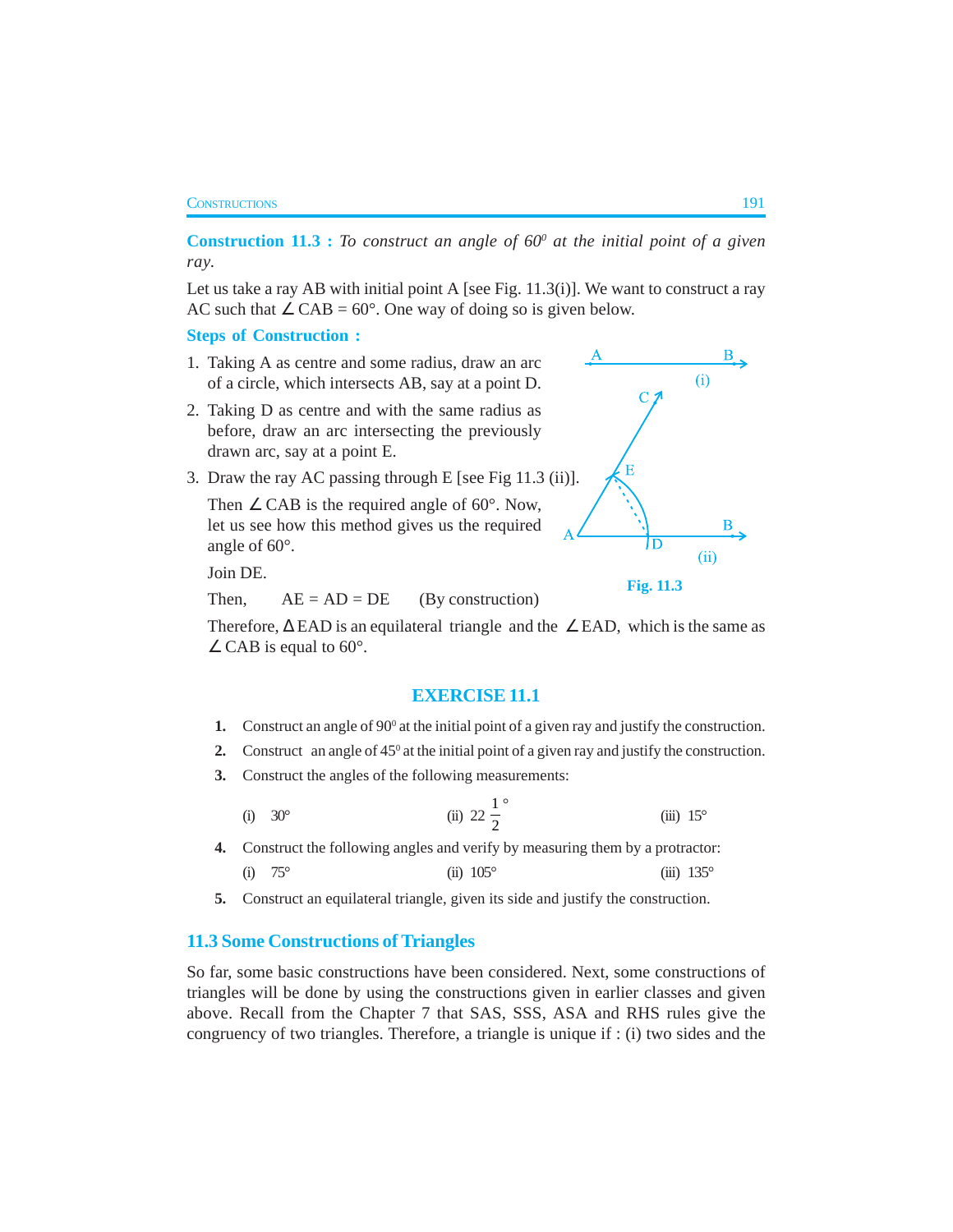**Construction 11.3 :** *To construct an angle of $60^0$ at the initial point of a given ray.*

Let us take a ray AB with initial point A [see Fig. 11.3(i)]. We want to construct a ray AC such that $\angle$ CAB = 60°. One way of doing so is given below.

### Steps of Construction :

1. Taking A as centre and some radius, draw an arc of a circle, which intersects AB, say at a point D.
2. Taking D as centre and with the same radius as before, draw an arc intersecting the previously drawn arc, say at a point E.
3. Draw the ray AC passing through E [see Fig 11.3 (ii)].

   Then $\angle$ CAB is the required angle of 60°. Now, let us see how this method gives us the required angle of 60°.

   Join DE.

   Then, AE = AD = DE (By construction)

   Therefore, $\Delta$EAD is an equilateral triangle and the $\angle$EAD, which is the same as $\angle$CAB is equal to 60°.

Fig. 11.3

## EXERCISE 11.1

1. Construct an angle of $90^0$ at the initial point of a given ray and justify the construction.
2. Construct an angle of $45^0$ at the initial point of a given ray and justify the construction.
3. Construct the angles of the following measurements:

   (i) 30° (ii) $22\frac{1}{2}^\circ$ (iii) 15°

4. Construct the following angles and verify by measuring them by a protractor:

   (i) 75° (ii) 105° (iii) 135°

5. Construct an equilateral triangle, given its side and justify the construction.

## 11.3 Some Constructions of Triangles

So far, some basic constructions have been considered. Next, some constructions of triangles will be done by using the constructions given in earlier classes and given above. Recall from the Chapter 7 that SAS, SSS, ASA and RHS rules give the congruency of two triangles. Therefore, a triangle is unique if : (i) two sides and the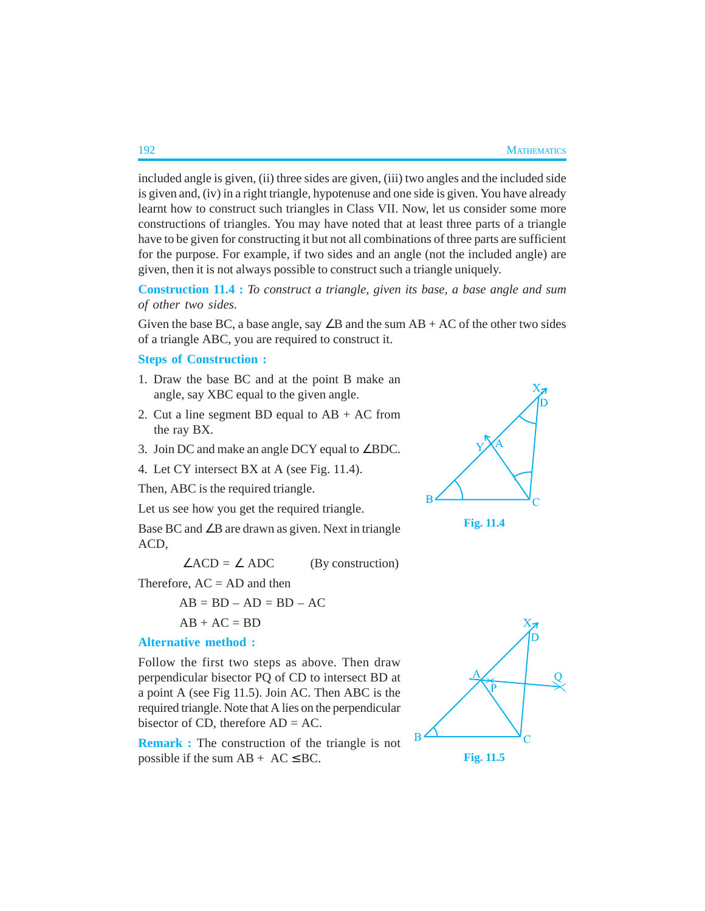included angle is given, (ii) three sides are given, (iii) two angles and the included side is given and, (iv) in a right triangle, hypotenuse and one side is given. You have already learnt how to construct such triangles in Class VII. Now, let us consider some more constructions of triangles. You may have noted that at least three parts of a triangle have to be given for constructing it but not all combinations of three parts are sufficient for the purpose. For example, if two sides and an angle (not the included angle) are given, then it is not always possible to construct such a triangle uniquely.

**Construction 11.4 :** *To construct a triangle, given its base, a base angle and sum of other two sides.*

Given the base BC, a base angle, say ∠B and the sum AB + AC of the other two sides of a triangle ABC, you are required to construct it.

**Steps of Construction :**

1. Draw the base BC and at the point B make an angle, say XBC equal to the given angle.
2. Cut a line segment BD equal to AB + AC from the ray BX.
3. Join DC and make an angle DCY equal to ∠BDC.
4. Let CY intersect BX at A (see Fig. 11.4).

Then, ABC is the required triangle.

Fig. 11.4

Let us see how you get the required triangle.

Base BC and ∠B are drawn as given. Next in triangle ACD,

∠ACD = ∠ ADC (By construction)

Therefore, AC = AD and then

AB = BD – AD = BD – AC

AB + AC = BD

**Alternative method :**

Follow the first two steps as above. Then draw perpendicular bisector PQ of CD to intersect BD at a point A (see Fig 11.5). Join AC. Then ABC is the required triangle. Note that A lies on the perpendicular bisector of CD, therefore AD = AC.

Fig. 11.5

**Remark :** The construction of the triangle is not possible if the sum AB + AC ≤ BC.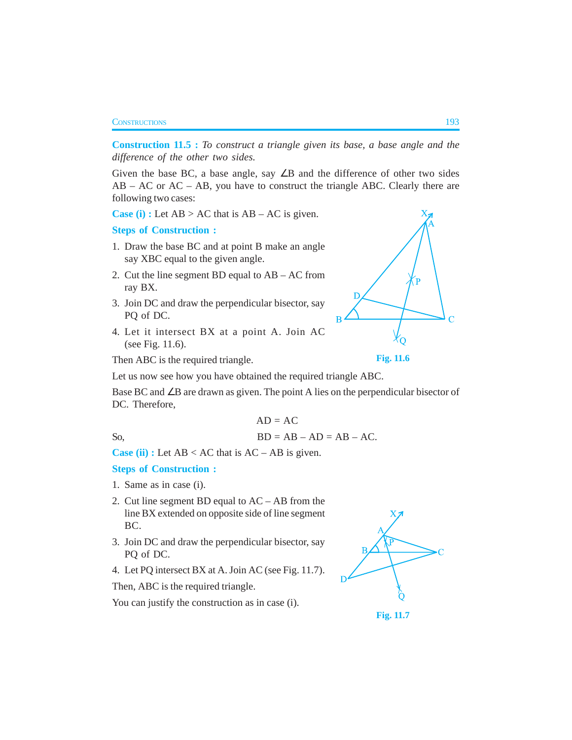**Construction 11.5 :** *To construct a triangle given its base, a base angle and the difference of the other two sides.*

Given the base BC, a base angle, say ∠B and the difference of other two sides AB – AC or AC – AB, you have to construct the triangle ABC. Clearly there are following two cases:

**Case (i) :** Let AB > AC that is AB – AC is given.

**Steps of Construction :**

1. Draw the base BC and at point B make an angle say XBC equal to the given angle.
2. Cut the line segment BD equal to AB – AC from ray BX.
3. Join DC and draw the perpendicular bisector, say PQ of DC.
4. Let it intersect BX at a point A. Join AC (see Fig. 11.6).

Then ABC is the required triangle.

Fig. 11.6

Let us now see how you have obtained the required triangle ABC.

Base BC and ∠B are drawn as given. The point A lies on the perpendicular bisector of DC. Therefore,

$$AD = AC$$

So,
$$BD = AB – AD = AB – AC.$$

**Case (ii) :** Let AB < AC that is AC – AB is given.

**Steps of Construction :**

1. Same as in case (i).
2. Cut line segment BD equal to AC – AB from the line BX extended on opposite side of line segment BC.
3. Join DC and draw the perpendicular bisector, say PQ of DC.
4. Let PQ intersect BX at A. Join AC (see Fig. 11.7).

Then, ABC is the required triangle.

You can justify the construction as in case (i).

Fig. 11.7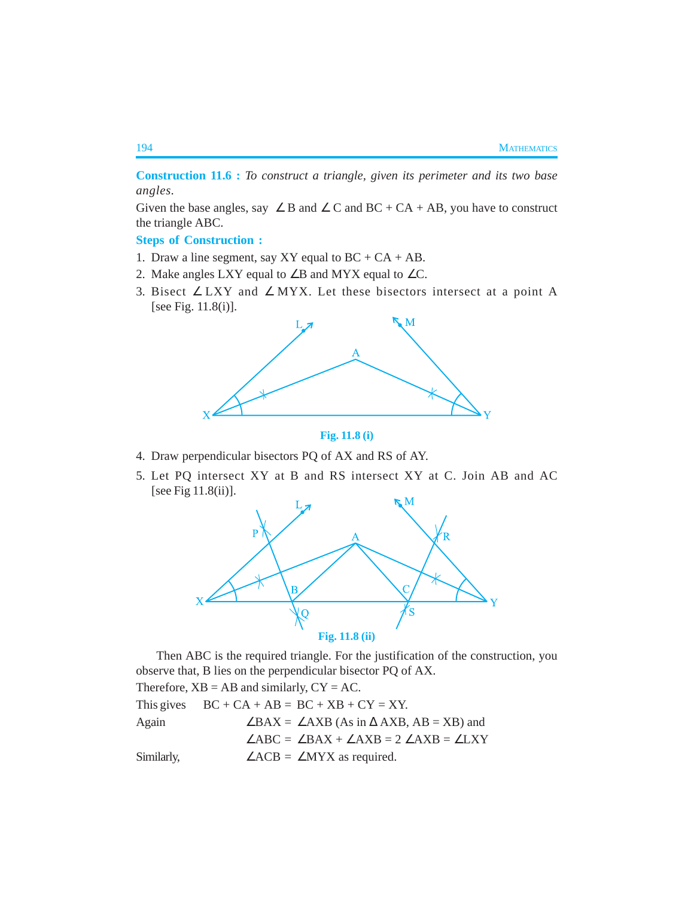**Construction 11.6 :** *To construct a triangle, given its perimeter and its two base angles.*

Given the base angles, say $\angle$B and $\angle$C and BC + CA + AB, you have to construct the triangle ABC.

**Steps of Construction :**

1. Draw a line segment, say XY equal to BC + CA + AB.
2. Make angles LXY equal to $\angle$B and MYX equal to $\angle$C.
3. Bisect $\angle$LXY and $\angle$MYX. Let these bisectors intersect at a point A [see Fig. 11.8(i)].

Fig. 11.8 (i)

4. Draw perpendicular bisectors PQ of AX and RS of AY.
5. Let PQ intersect XY at B and RS intersect XY at C. Join AB and AC [see Fig 11.8(ii)].

Fig. 11.8 (ii)

Then ABC is the required triangle. For the justification of the construction, you observe that, B lies on the perpendicular bisector PQ of AX.

Therefore, XB = AB and similarly, CY = AC.

This gives BC + CA + AB = BC + XB + CY = XY.

Again $\angle$BAX = $\angle$AXB (As in $\Delta$ AXB, AB = XB) and

$\angle$ABC = $\angle$BAX + $\angle$AXB = 2 $\angle$AXB = $\angle$LXY

Similarly, $\angle$ACB = $\angle$MYX as required.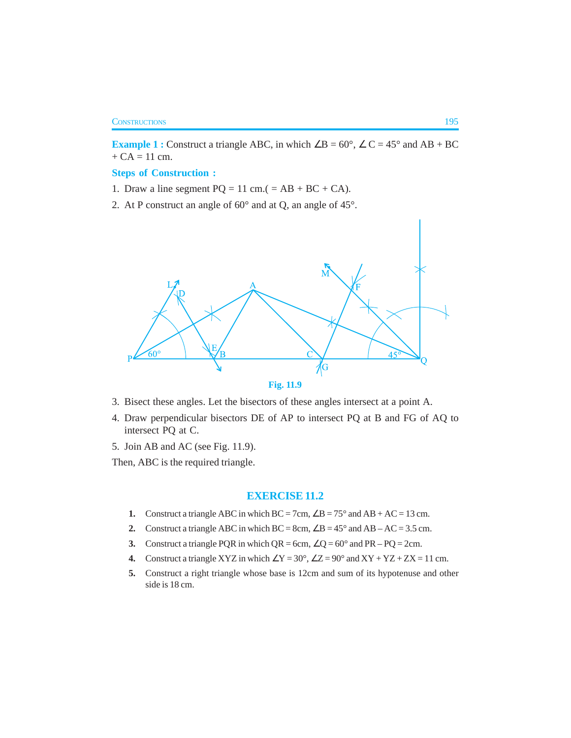**Example 1 :** Construct a triangle ABC, in which $\angle B = 60°$, $\angle C = 45°$ and AB + BC + CA = 11 cm.

**Steps of Construction :**

1. Draw a line segment PQ = 11 cm.( = AB + BC + CA).
2. At P construct an angle of 60° and at Q, an angle of 45°.

Fig. 11.9

3. Bisect these angles. Let the bisectors of these angles intersect at a point A.
4. Draw perpendicular bisectors DE of AP to intersect PQ at B and FG of AQ to intersect PQ at C.
5. Join AB and AC (see Fig. 11.9).

Then, ABC is the required triangle.

## EXERCISE 11.2

1. Construct a triangle ABC in which BC = 7cm, $\angle B = 75°$ and AB + AC = 13 cm.
2. Construct a triangle ABC in which BC = 8cm, $\angle B = 45°$ and AB – AC = 3.5 cm.
3. Construct a triangle PQR in which QR = 6cm, $\angle Q = 60°$ and PR – PQ = 2cm.
4. Construct a triangle XYZ in which $\angle Y = 30°$, $\angle Z = 90°$ and XY + YZ + ZX = 11 cm.
5. Construct a right triangle whose base is 12cm and sum of its hypotenuse and other side is 18 cm.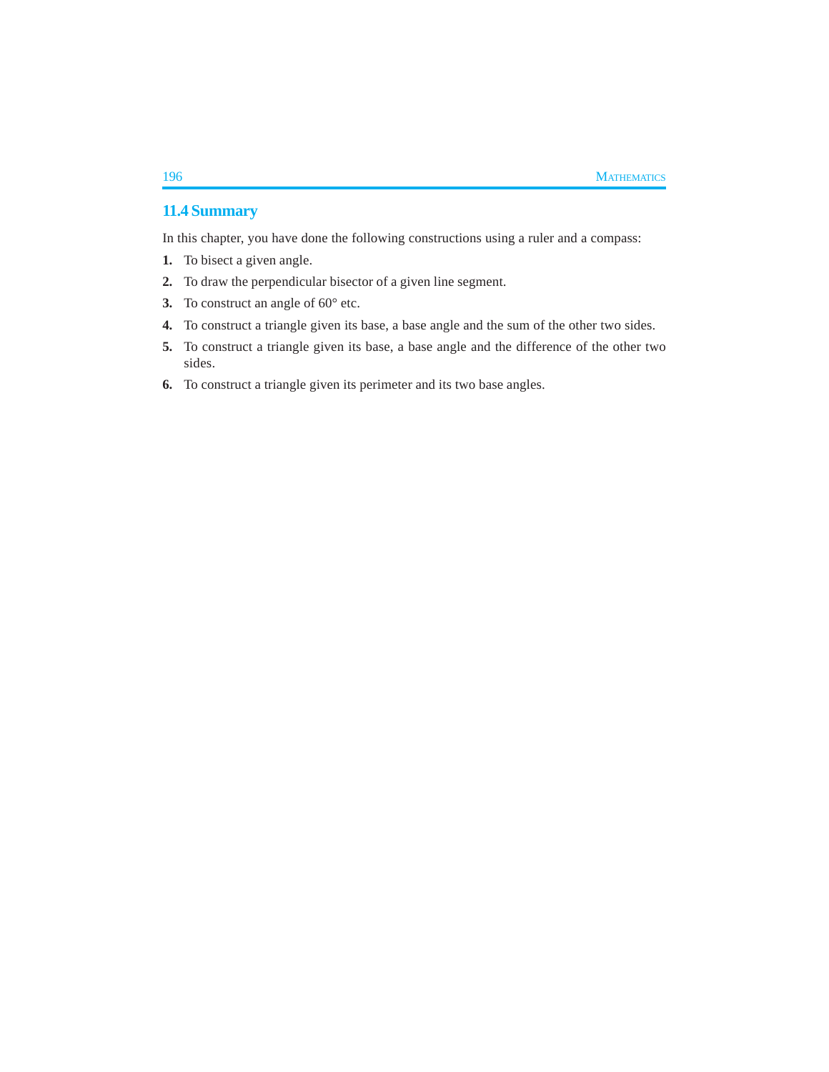## 11.4 Summary

In this chapter, you have done the following constructions using a ruler and a compass:

1. To bisect a given angle.
2. To draw the perpendicular bisector of a given line segment.
3. To construct an angle of 60° etc.
4. To construct a triangle given its base, a base angle and the sum of the other two sides.
5. To construct a triangle given its base, a base angle and the difference of the other two sides.
6. To construct a triangle given its perimeter and its two base angles.